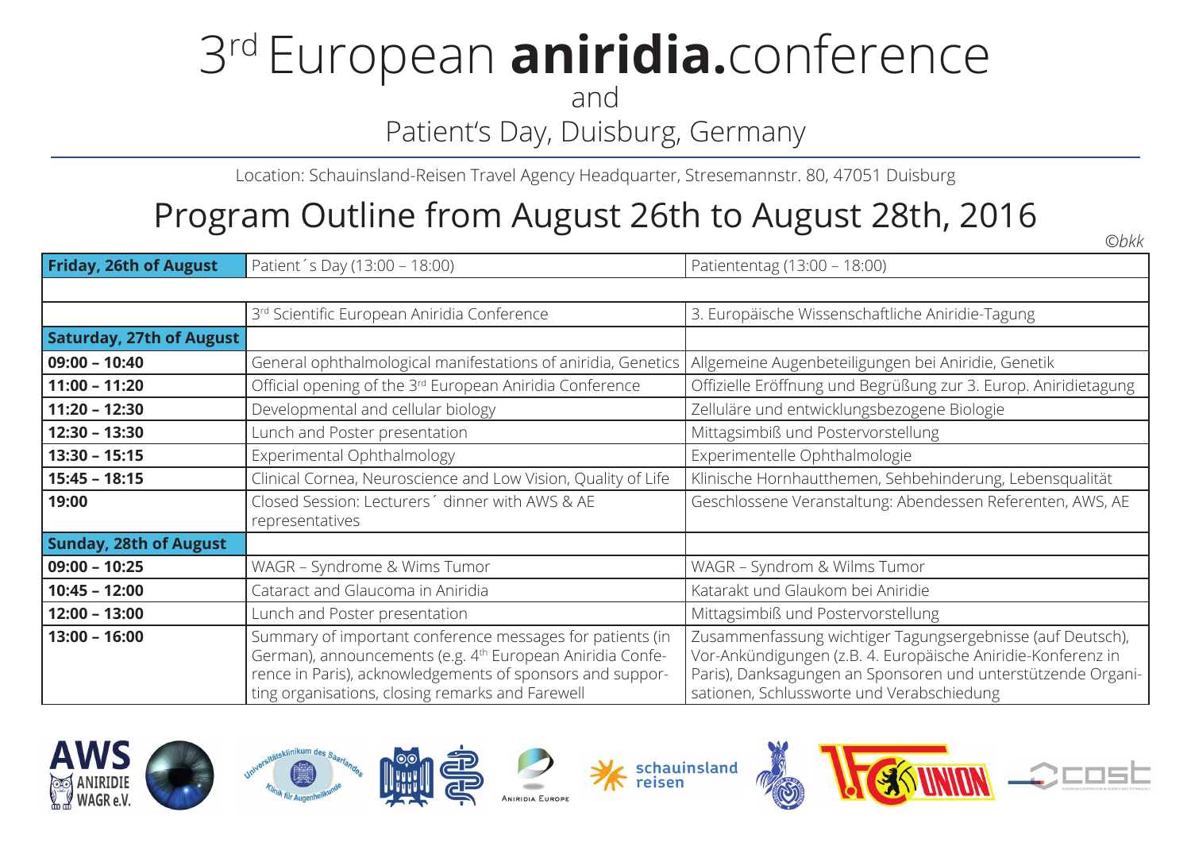# 3rd European **aniridia.**conference

and

Patient's Day, Duisburg, Germany

Location: Schauinsland-Reisen Travel Agency Headquarter, Stresemannstr. 80, 47051 Duisburg

## Program Outline from August 26th to August 28th, 2016

*©bkk*

| **Friday, 26th of August** | Patient´s Day (13:00 – 18:00) | Patiententag (13:00 – 18:00) |
|---|---|---|
| | | |
| | 3rd Scientific European Aniridia Conference | 3. Europäische Wissenschaftliche Aniridie-Tagung |
| **Saturday, 27th of August** | | |
| **09:00 – 10:40** | General ophthalmological manifestations of aniridia, Genetics | Allgemeine Augenbeteiligungen bei Aniridie, Genetik |
| **11:00 – 11:20** | Official opening of the 3rd European Aniridia Conference | Offizielle Eröffnung und Begrüßung zur 3. Europ. Aniridietagung |
| **11:20 – 12:30** | Developmental and cellular biology | Zelluläre und entwicklungsbezogene Biologie |
| **12:30 – 13:30** | Lunch and Poster presentation | Mittagsimbiß und Postervorstellung |
| **13:30 – 15:15** | Experimental Ophthalmology | Experimentelle Ophthalmologie |
| **15:45 – 18:15** | Clinical Cornea, Neuroscience and Low Vision, Quality of Life | Klinische Hornhautthemen, Sehbehinderung, Lebensqualität |
| **19:00** | Closed Session: Lecturers´ dinner with AWS & AE representatives | Geschlossene Veranstaltung: Abendessen Referenten, AWS, AE |
| **Sunday, 28th of August** | | |
| **09:00 – 10:25** | WAGR – Syndrome & Wims Tumor | WAGR – Syndrom & Wilms Tumor |
| **10:45 – 12:00** | Cataract and Glaucoma in Aniridia | Katarakt und Glaukom bei Aniridie |
| **12:00 – 13:00** | Lunch and Poster presentation | Mittagsimbiß und Postervorstellung |
| **13:00 – 16:00** | Summary of important conference messages for patients (in German), announcements (e.g. 4th European Aniridia Conference in Paris), acknowledgements of sponsors and supporting organisations, closing remarks and Farewell | Zusammenfassung wichtiger Tagungsergebnisse (auf Deutsch), Vor-Ankündigungen (z.B. 4. Europäische Aniridie-Konferenz in Paris), Danksagungen an Sponsoren und unterstützende Organisationen, Schlussworte und Verabschiedung |

AWS ANIRIDIE WAGR e.V. · Universitätsklinikum des Saarlandes – Klinik für Augenheilkunde · Aniridia Europe · schauinsland reisen · 1. FC Union · cost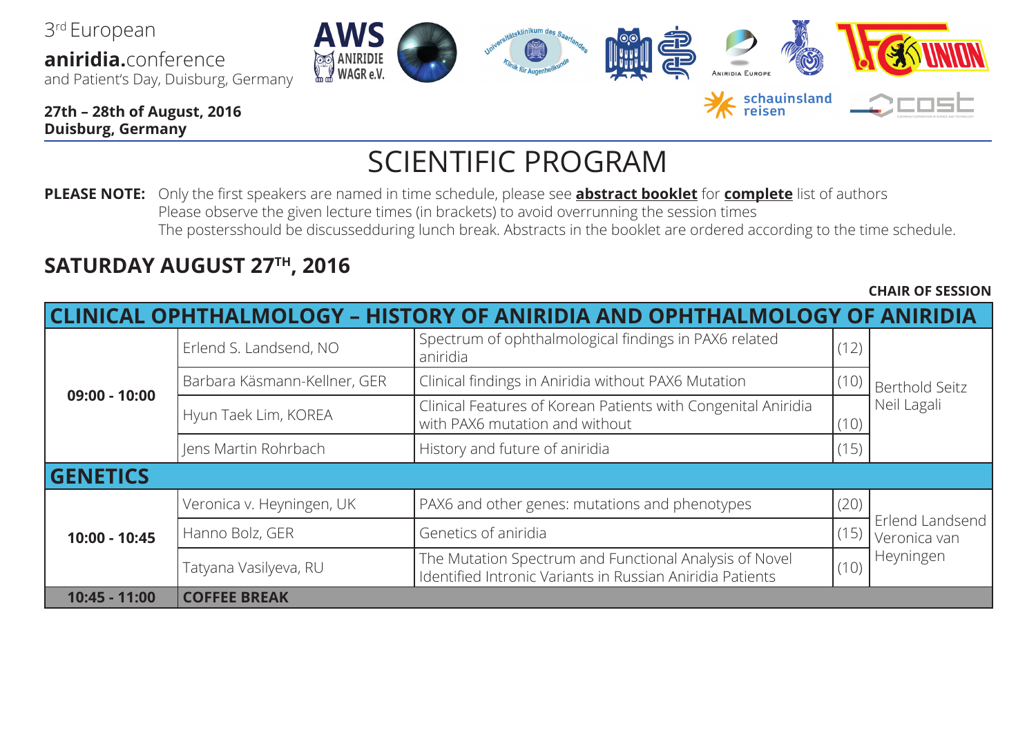3rd European

**aniridia.**conference
and Patient's Day, Duisburg, Germany

**27th – 28th of August, 2016**
**Duisburg, Germany**

# SCIENTIFIC PROGRAM

**PLEASE NOTE:** Only the first speakers are named in time schedule, please see **abstract booklet** for **complete** list of authors
Please observe the given lecture times (in brackets) to avoid overrunning the session times
The postersshould be discussedduring lunch break. Abstracts in the booklet are ordered according to the time schedule.

## SATURDAY AUGUST 27TH, 2016

| | | | | CHAIR OF SESSION |
|---|---|---|---|---|
| **CLINICAL OPHTHALMOLOGY – HISTORY OF ANIRIDIA AND OPHTHALMOLOGY OF ANIRIDIA** | | | | |
| **09:00 - 10:00** | Erlend S. Landsend, NO | Spectrum of ophthalmological findings in PAX6 related aniridia | (12) | Berthold Seitz<br>Neil Lagali |
| | Barbara Käsmann-Kellner, GER | Clinical findings in Aniridia without PAX6 Mutation | (10) | |
| | Hyun Taek Lim, KOREA | Clinical Features of Korean Patients with Congenital Aniridia with PAX6 mutation and without | (10) | |
| | Jens Martin Rohrbach | History and future of aniridia | (15) | |
| **GENETICS** | | | | |
| **10:00 - 10:45** | Veronica v. Heyningen, UK | PAX6 and other genes: mutations and phenotypes | (20) | Erlend Landsend<br>Veronica van Heyningen |
| | Hanno Bolz, GER | Genetics of aniridia | (15) | |
| | Tatyana Vasilyeva, RU | The Mutation Spectrum and Functional Analysis of Novel Identified Intronic Variants in Russian Aniridia Patients | (10) | |
| **10:45 - 11:00** | **COFFEE BREAK** | | | |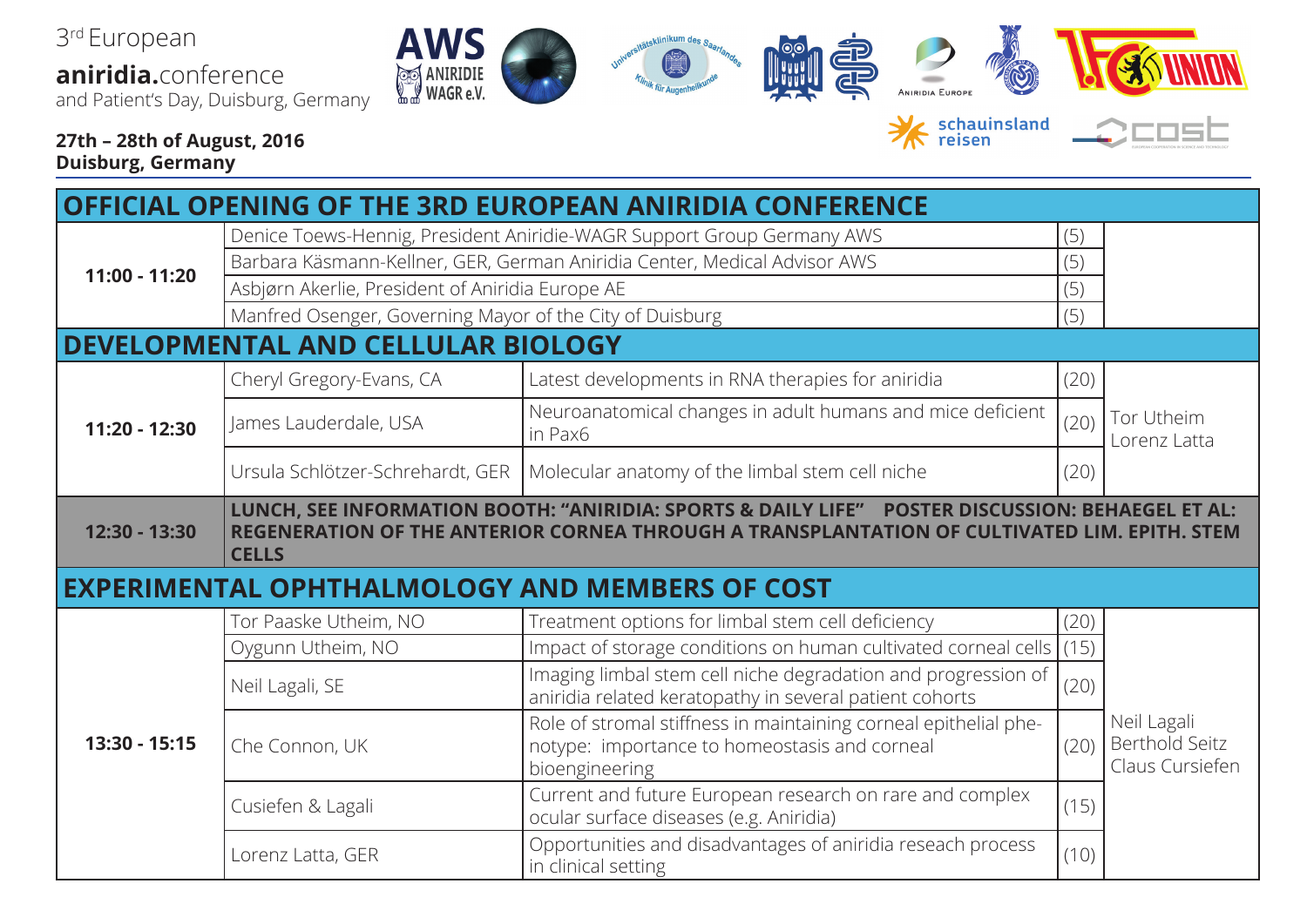3rd European

**aniridia.**conference
and Patient's Day, Duisburg, Germany

**27th – 28th of August, 2016**
**Duisburg, Germany**

| Time | Speaker | Topic | Min. | Chair |
|---|---|---|---|---|
| **OFFICIAL OPENING OF THE 3RD EUROPEAN ANIRIDIA CONFERENCE** | | | | |
| **11:00 - 11:20** | Denice Toews-Hennig, President Aniridie-WAGR Support Group Germany AWS | | (5) | |
| | Barbara Käsmann-Kellner, GER, German Aniridia Center, Medical Advisor AWS | | (5) | |
| | Asbjørn Akerlie, President of Aniridia Europe AE | | (5) | |
| | Manfred Osenger, Governing Mayor of the City of Duisburg | | (5) | |
| **DEVELOPMENTAL AND CELLULAR BIOLOGY** | | | | |
| **11:20 - 12:30** | Cheryl Gregory-Evans, CA | Latest developments in RNA therapies for aniridia | (20) | Tor Utheim<br>Lorenz Latta |
| | James Lauderdale, USA | Neuroanatomical changes in adult humans and mice deficient in Pax6 | (20) | |
| | Ursula Schlötzer-Schrehardt, GER | Molecular anatomy of the limbal stem cell niche | (20) | |
| **12:30 - 13:30** | **LUNCH, SEE INFORMATION BOOTH: "ANIRIDIA: SPORTS & DAILY LIFE" POSTER DISCUSSION: BEHAEGEL ET AL: REGENERATION OF THE ANTERIOR CORNEA THROUGH A TRANSPLANTATION OF CULTIVATED LIM. EPITH. STEM CELLS** | | | |
| **EXPERIMENTAL OPHTHALMOLOGY AND MEMBERS OF COST** | | | | |
| **13:30 - 15:15** | Tor Paaske Utheim, NO | Treatment options for limbal stem cell deficiency | (20) | Neil Lagali<br>Berthold Seitz<br>Claus Cursiefen |
| | Oygunn Utheim, NO | Impact of storage conditions on human cultivated corneal cells | (15) | |
| | Neil Lagali, SE | Imaging limbal stem cell niche degradation and progression of aniridia related keratopathy in several patient cohorts | (20) | |
| | Che Connon, UK | Role of stromal stiffness in maintaining corneal epithelial phenotype: importance to homeostasis and corneal bioengineering | (20) | |
| | Cusiefen & Lagali | Current and future European research on rare and complex ocular surface diseases (e.g. Aniridia) | (15) | |
| | Lorenz Latta, GER | Opportunities and disadvantages of aniridia reseach process in clinical setting | (10) | |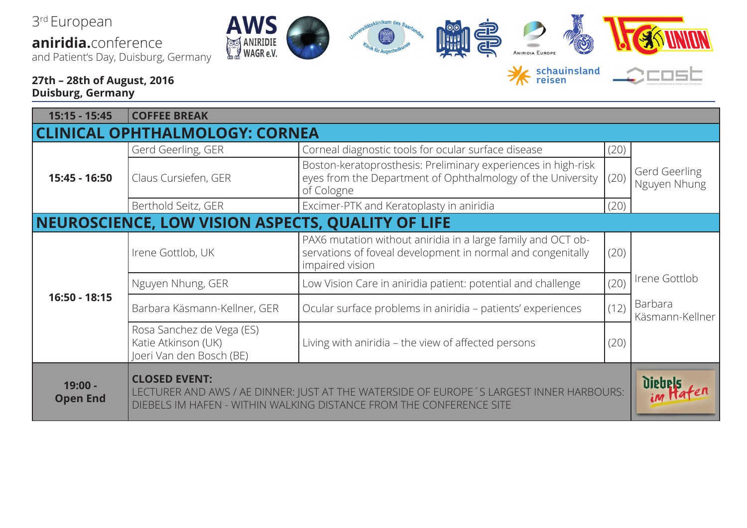3rd European
**aniridia.**conference
and Patient's Day, Duisburg, Germany

**27th – 28th of August, 2016**
**Duisburg, Germany**

| Time | Speaker | Topic | Min. | Chair |
|---|---|---|---|---|
| **15:15 - 15:45** | **COFFEE BREAK** | | | |
| **CLINICAL OPHTHALMOLOGY: CORNEA** | | | | |
| **15:45 - 16:50** | Gerd Geerling, GER | Corneal diagnostic tools for ocular surface disease | (20) | Gerd Geerling Nguyen Nhung |
| | Claus Cursiefen, GER | Boston-keratoprosthesis: Preliminary experiences in high-risk eyes from the Department of Ophthalmology of the University of Cologne | (20) | |
| | Berthold Seitz, GER | Excimer-PTK and Keratoplasty in aniridia | (20) | |
| **NEUROSCIENCE, LOW VISION ASPECTS, QUALITY OF LIFE** | | | | |
| **16:50 - 18:15** | Irene Gottlob, UK | PAX6 mutation without aniridia in a large family and OCT observations of foveal development in normal and congenitally impaired vision | (20) | Irene Gottlob Barbara Käsmann-Kellner |
| | Nguyen Nhung, GER | Low Vision Care in aniridia patient: potential and challenge | (20) | |
| | Barbara Käsmann-Kellner, GER | Ocular surface problems in aniridia – patients' experiences | (12) | |
| | Rosa Sanchez de Vega (ES) Katie Atkinson (UK) Joeri Van den Bosch (BE) | Living with aniridia – the view of affected persons | (20) | |
| **19:00 - Open End** | **CLOSED EVENT:** LECTURER AND AWS / AE DINNER: JUST AT THE WATERSIDE OF EUROPE´S LARGEST INNER HARBOURS: DIEBELS IM HAFEN - WITHIN WALKING DISTANCE FROM THE CONFERENCE SITE | | | |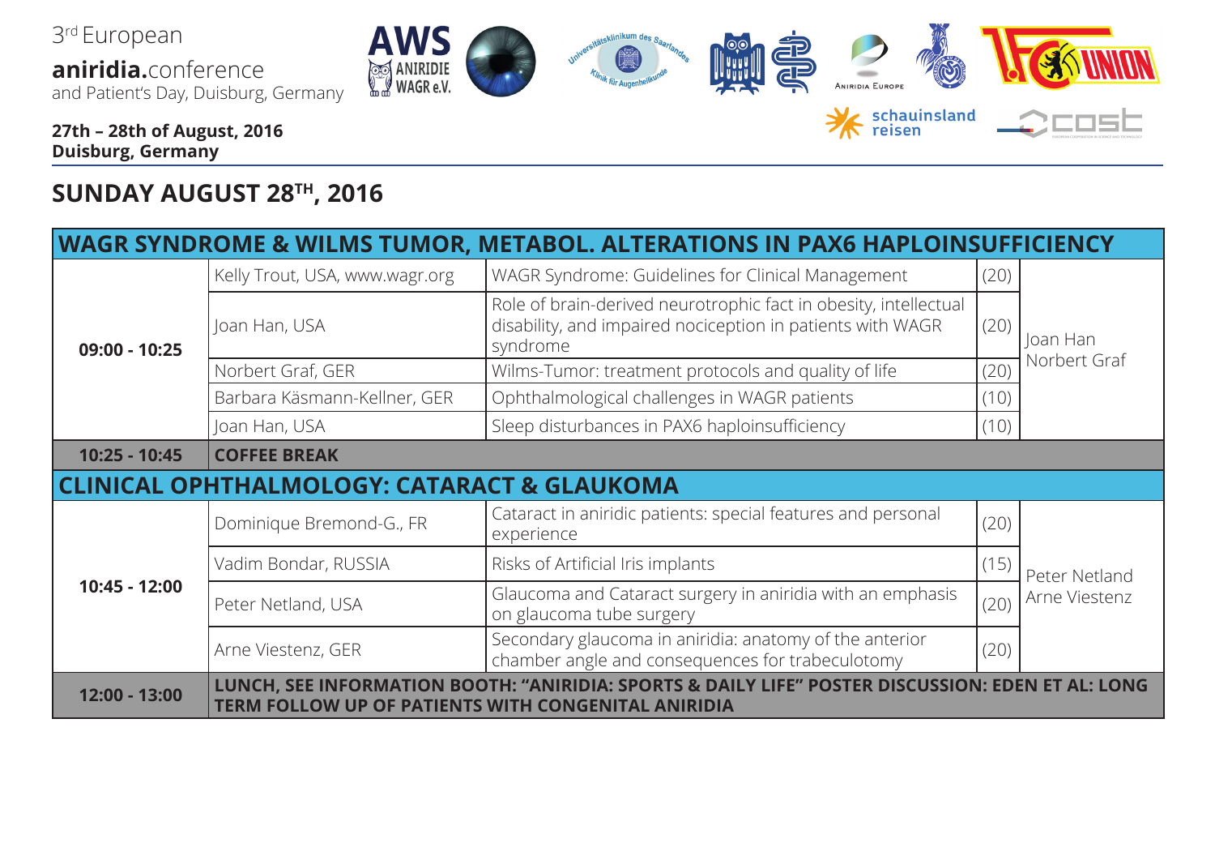3[rd] European
**aniridia.**conference
and Patient's Day, Duisburg, Germany

**27th – 28th of August, 2016**
**Duisburg, Germany**

## SUNDAY AUGUST 28[TH], 2016

| **WAGR SYNDROME & WILMS TUMOR, METABOL. ALTERATIONS IN PAX6 HAPLOINSUFFICIENCY** | | | | |
|---|---|---|---|---|
| **09:00 - 10:25** | Kelly Trout, USA, www.wagr.org | WAGR Syndrome: Guidelines for Clinical Management | (20) | Joan Han<br>Norbert Graf |
| | Joan Han, USA | Role of brain-derived neurotrophic fact in obesity, intellectual disability, and impaired nociception in patients with WAGR syndrome | (20) | |
| | Norbert Graf, GER | Wilms-Tumor: treatment protocols and quality of life | (20) | |
| | Barbara Käsmann-Kellner, GER | Ophthalmological challenges in WAGR patients | (10) | |
| | Joan Han, USA | Sleep disturbances in PAX6 haploinsufficiency | (10) | |
| **10:25 - 10:45** | **COFFEE BREAK** | | | |
| **CLINICAL OPHTHALMOLOGY: CATARACT & GLAUKOMA** | | | | |
| **10:45 - 12:00** | Dominique Bremond-G., FR | Cataract in aniridic patients: special features and personal experience | (20) | Peter Netland<br>Arne Viestenz |
| | Vadim Bondar, RUSSIA | Risks of Artificial Iris implants | (15) | |
| | Peter Netland, USA | Glaucoma and Cataract surgery in aniridia with an emphasis on glaucoma tube surgery | (20) | |
| | Arne Viestenz, GER | Secondary glaucoma in aniridia: anatomy of the anterior chamber angle and consequences for trabeculotomy | (20) | |
| **12:00 - 13:00** | **LUNCH, SEE INFORMATION BOOTH: "ANIRIDIA: SPORTS & DAILY LIFE" POSTER DISCUSSION: EDEN ET AL: LONG TERM FOLLOW UP OF PATIENTS WITH CONGENITAL ANIRIDIA** | | | |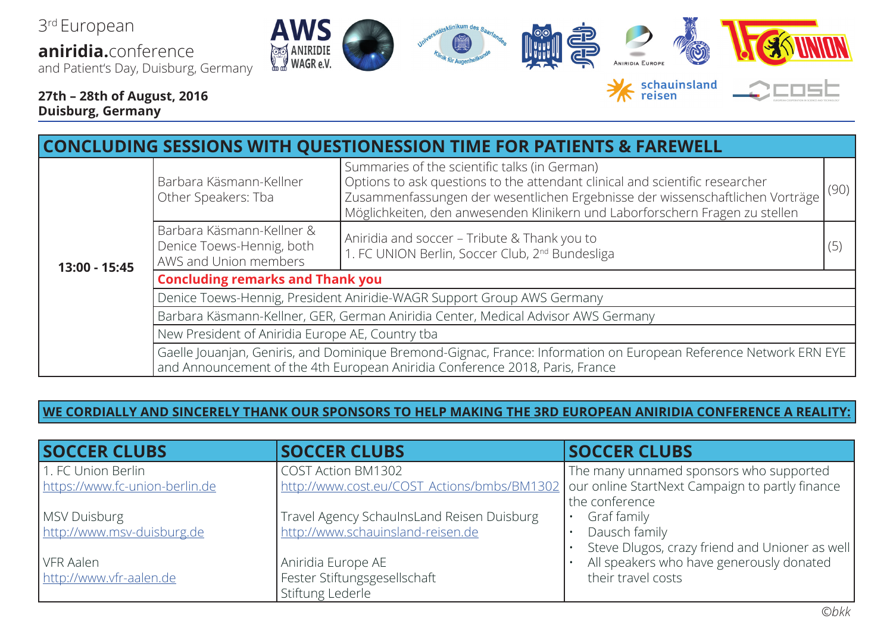3rd European

**aniridia.**conference

and Patient's Day, Duisburg, Germany

**27th – 28th of August, 2016**
**Duisburg, Germany**

## CONCLUDING SESSIONS WITH QUESTIONESSION TIME FOR PATIENTS & FAREWELL

| | | | |
|---|---|---|---|
| **13:00 - 15:45** | Barbara Käsmann-Kellner<br>Other Speakers: Tba | Summaries of the scientific talks (in German)<br>Options to ask questions to the attendant clinical and scientific researcher<br>Zusammenfassungen der wesentlichen Ergebnisse der wissenschaftlichen Vorträge<br>Möglichkeiten, den anwesenden Klinikern und Laborforschern Fragen zu stellen | (90) |
| | Barbara Käsmann-Kellner &<br>Denice Toews-Hennig, both<br>AWS and Union members | Aniridia and soccer – Tribute & Thank you to<br>1. FC UNION Berlin, Soccer Club, 2nd Bundesliga | (5) |
| | **Concluding remarks and Thank you** | | |
| | Denice Toews-Hennig, President Aniridie-WAGR Support Group AWS Germany | | |
| | Barbara Käsmann-Kellner, GER, German Aniridia Center, Medical Advisor AWS Germany | | |
| | New President of Aniridia Europe AE, Country tba | | |
| | Gaelle Jouanjan, Geniris, and Dominique Bremond-Gignac, France: Information on European Reference Network ERN EYE and Announcement of the 4th European Aniridia Conference 2018, Paris, France | | |

**WE CORDIALLY AND SINCERELY THANK OUR SPONSORS TO HELP MAKING THE 3RD EUROPEAN ANIRIDIA CONFERENCE A REALITY:**

| SOCCER CLUBS | SOCCER CLUBS | SOCCER CLUBS |
|---|---|---|
| 1. FC Union Berlin<br>https://www.fc-union-berlin.de<br><br>MSV Duisburg<br>http://www.msv-duisburg.de<br><br>VFR Aalen<br>http://www.vfr-aalen.de | COST Action BM1302<br>http://www.cost.eu/COST_Actions/bmbs/BM1302<br><br>Travel Agency SchauInsLand Reisen Duisburg<br>http://www.schauinsland-reisen.de<br><br>Aniridia Europe AE<br>Fester Stiftungsgesellschaft<br>Stiftung Lederle | The many unnamed sponsors who supported our online StartNext Campaign to partly finance the conference<br>• Graf family<br>• Dausch family<br>• Steve Dlugos, crazy friend and Unioner as well<br>• All speakers who have generously donated their travel costs |

©bkk